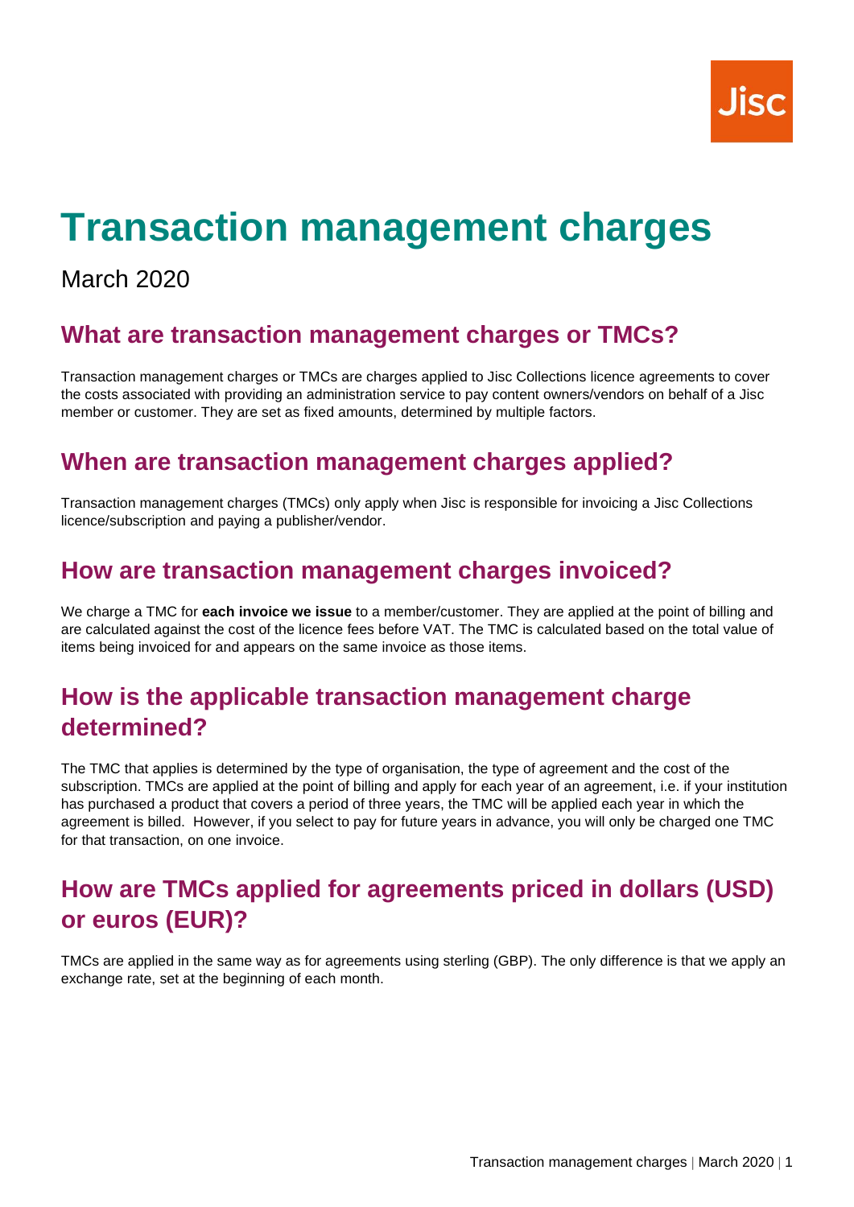# Transaction management charges

March 2020

## What are transaction management charges or TMCs?

Transaction management charges or TMCs are charges applied to Jisc Collections licence agreements to cover the costs associated with providing an administration service to pay content owners/vendors on behalf of a Jisc member or customer. They are set as fixed amounts, determined by multiple factors.

## When are transaction management charges applied?

Transaction management charges (TMCs) only apply when Jisc is responsible for invoicing a Jisc Collections licence/subscription and paying a publisher/vendor.

## How are transaction management charges invoiced?

We charge a TMC for **each invoice we issue** to a member/customer. They are applied at the point of billing and are calculated against the cost of the licence fees before VAT. The TMC is calculated based on the total value of items being invoiced for and appears on the same invoice as those items.

## How is the applicable transaction management charge determined?

The TMC that applies is determined by the type of organisation, the type of agreement and the cost of the subscription. TMCs are applied at the point of billing and apply for each year of an agreement, i.e. if your institution has purchased a product that covers a period of three years, the TMC will be applied each year in which the agreement is billed. However, if you select to pay for future years in advance, you will only be charged one TMC for that transaction, on one invoice.

## How are TMCs applied for agreements priced in dollars (USD) or euros (EUR)?

TMCs are applied in the same way as for agreements using sterling (GBP). The only difference is that we apply an exchange rate, set at the beginning of each month.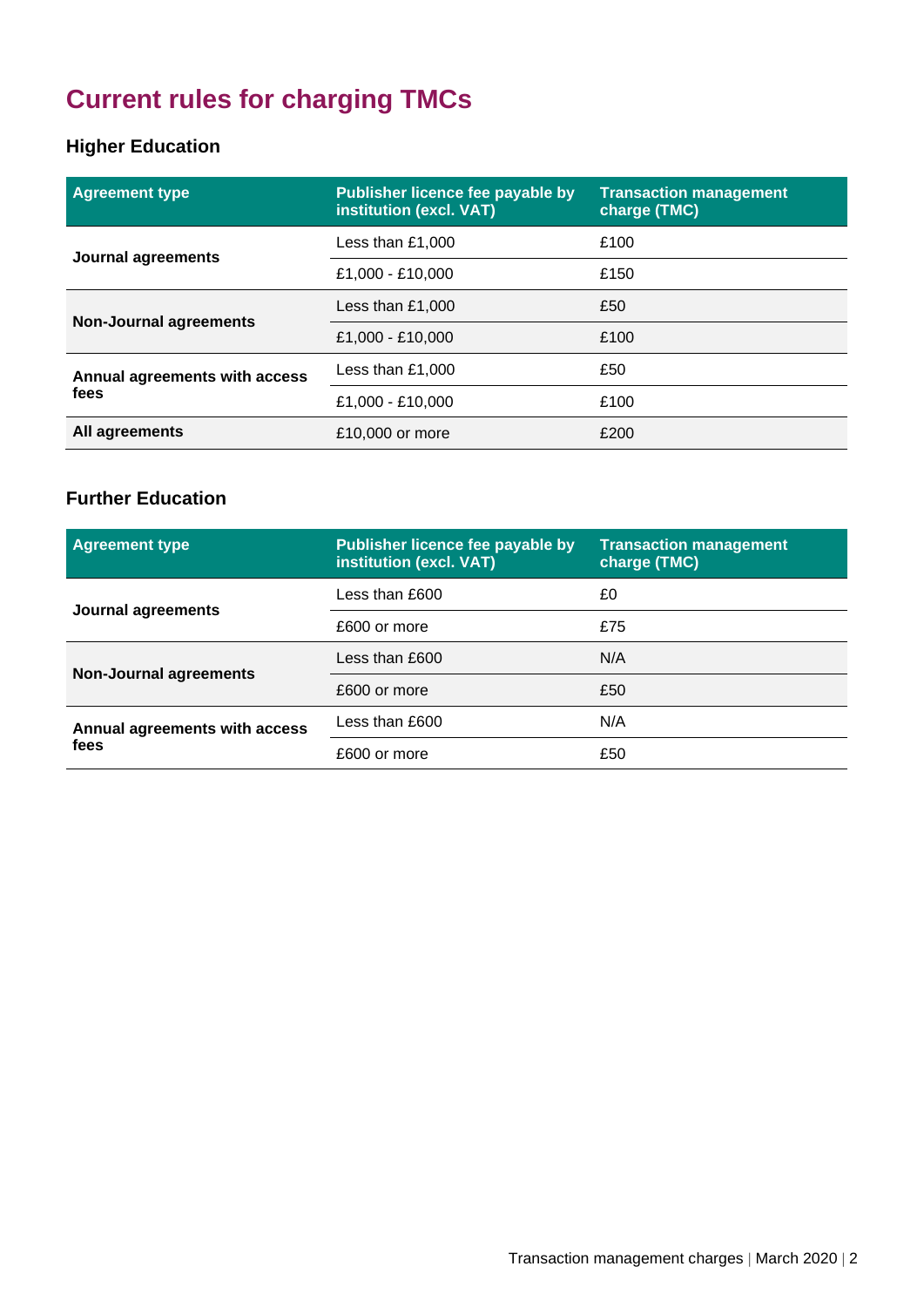# Current rules for charging TMCs

### Higher Education

| Agreement type | Publisher licence fee payable by institution (excl. VAT) | Transaction management charge (TMC) |
|---|---|---|
| **Journal agreements** | Less than £1,000 | £100 |
| | £1,000 - £10,000 | £150 |
| **Non-Journal agreements** | Less than £1,000 | £50 |
| | £1,000 - £10,000 | £100 |
| **Annual agreements with access fees** | Less than £1,000 | £50 |
| | £1,000 - £10,000 | £100 |
| **All agreements** | £10,000 or more | £200 |

### Further Education

| Agreement type | Publisher licence fee payable by institution (excl. VAT) | Transaction management charge (TMC) |
|---|---|---|
| **Journal agreements** | Less than £600 | £0 |
| | £600 or more | £75 |
| **Non-Journal agreements** | Less than £600 | N/A |
| | £600 or more | £50 |
| **Annual agreements with access fees** | Less than £600 | N/A |
| | £600 or more | £50 |